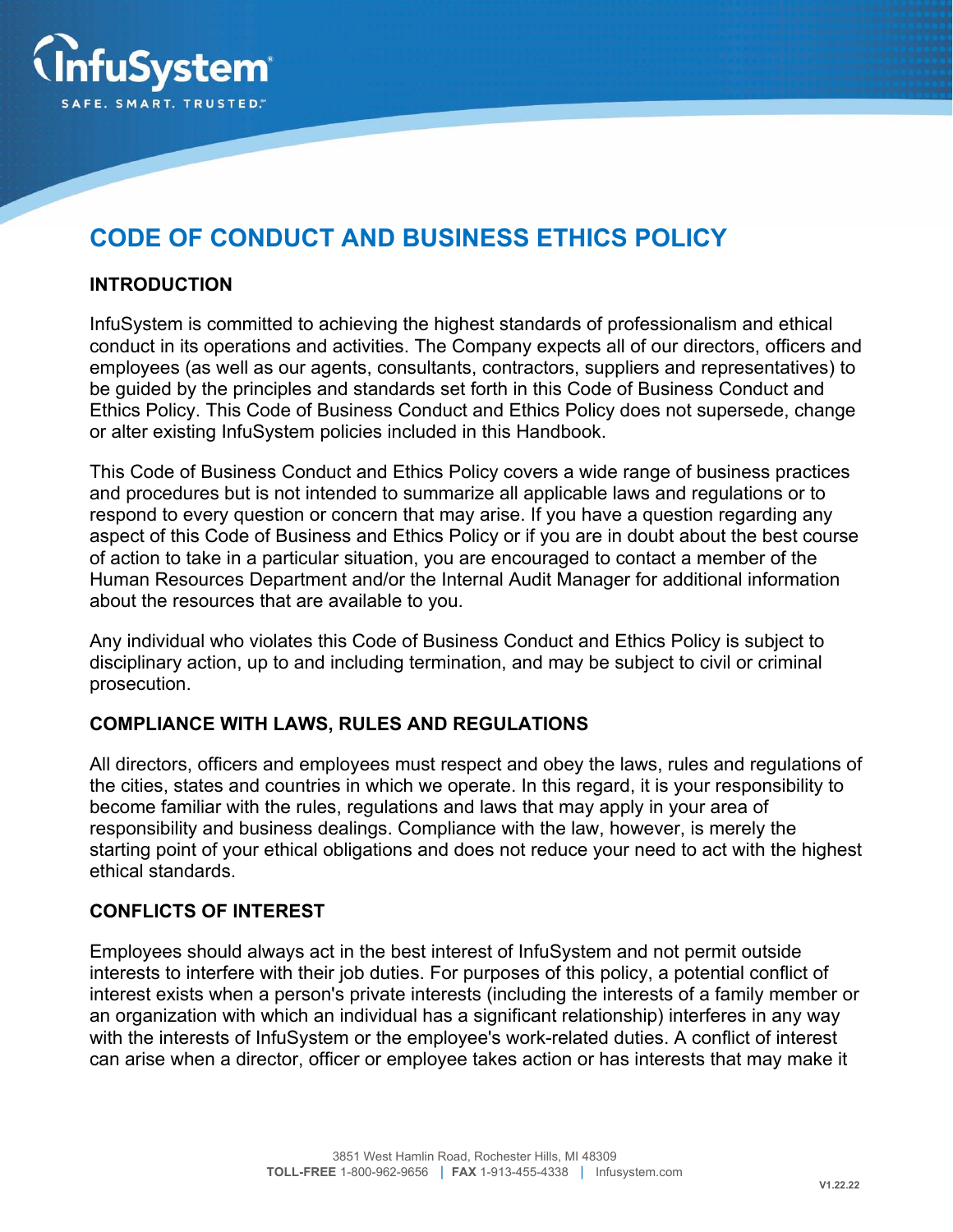# CODE OF CONDUCT AND BUSINESS ETHICS POLICY

## INTRODUCTION

InfuSystem is committed to achieving the highest standards of professionalism and ethical conduct in its operations and activities. The Company expects all of our directors, officers and employees (as well as our agents, consultants, contractors, suppliers and representatives) to be guided by the principles and standards set forth in this Code of Business Conduct and Ethics Policy. This Code of Business Conduct and Ethics Policy does not supersede, change or alter existing InfuSystem policies included in this Handbook.

This Code of Business Conduct and Ethics Policy covers a wide range of business practices and procedures but is not intended to summarize all applicable laws and regulations or to respond to every question or concern that may arise. If you have a question regarding any aspect of this Code of Business and Ethics Policy or if you are in doubt about the best course of action to take in a particular situation, you are encouraged to contact a member of the Human Resources Department and/or the Internal Audit Manager for additional information about the resources that are available to you.

Any individual who violates this Code of Business Conduct and Ethics Policy is subject to disciplinary action, up to and including termination, and may be subject to civil or criminal prosecution.

## COMPLIANCE WITH LAWS, RULES AND REGULATIONS

All directors, officers and employees must respect and obey the laws, rules and regulations of the cities, states and countries in which we operate. In this regard, it is your responsibility to become familiar with the rules, regulations and laws that may apply in your area of responsibility and business dealings. Compliance with the law, however, is merely the starting point of your ethical obligations and does not reduce your need to act with the highest ethical standards.

## CONFLICTS OF INTEREST

Employees should always act in the best interest of InfuSystem and not permit outside interests to interfere with their job duties. For purposes of this policy, a potential conflict of interest exists when a person's private interests (including the interests of a family member or an organization with which an individual has a significant relationship) interferes in any way with the interests of InfuSystem or the employee's work-related duties. A conflict of interest can arise when a director, officer or employee takes action or has interests that may make it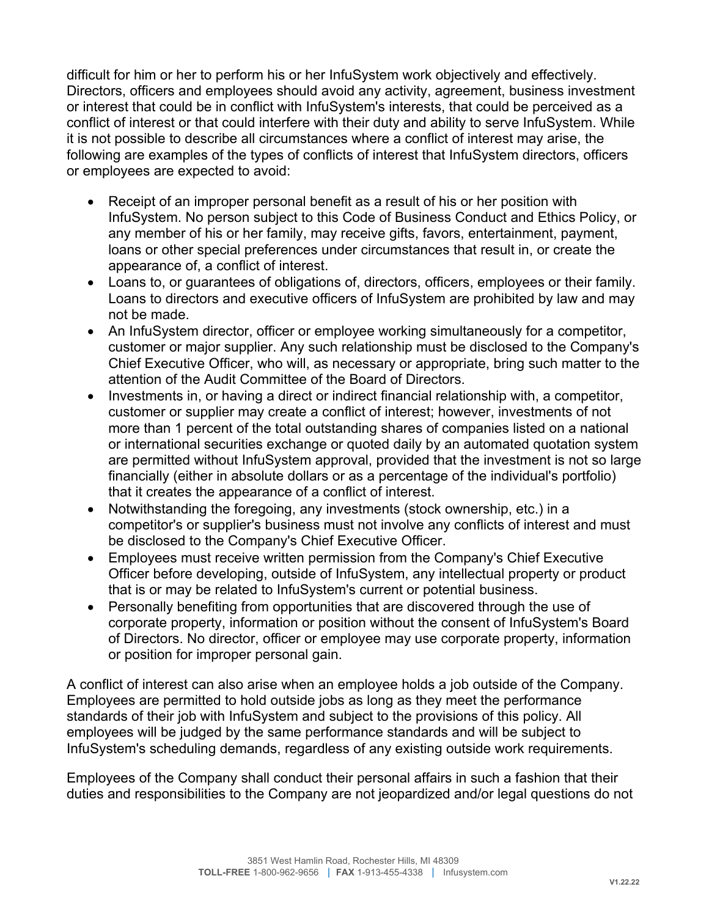difficult for him or her to perform his or her InfuSystem work objectively and effectively. Directors, officers and employees should avoid any activity, agreement, business investment or interest that could be in conflict with InfuSystem's interests, that could be perceived as a conflict of interest or that could interfere with their duty and ability to serve InfuSystem. While it is not possible to describe all circumstances where a conflict of interest may arise, the following are examples of the types of conflicts of interest that InfuSystem directors, officers or employees are expected to avoid:

- Receipt of an improper personal benefit as a result of his or her position with InfuSystem. No person subject to this Code of Business Conduct and Ethics Policy, or any member of his or her family, may receive gifts, favors, entertainment, payment, loans or other special preferences under circumstances that result in, or create the appearance of, a conflict of interest.
- Loans to, or guarantees of obligations of, directors, officers, employees or their family. Loans to directors and executive officers of InfuSystem are prohibited by law and may not be made.
- An InfuSystem director, officer or employee working simultaneously for a competitor, customer or major supplier. Any such relationship must be disclosed to the Company's Chief Executive Officer, who will, as necessary or appropriate, bring such matter to the attention of the Audit Committee of the Board of Directors.
- Investments in, or having a direct or indirect financial relationship with, a competitor, customer or supplier may create a conflict of interest; however, investments of not more than 1 percent of the total outstanding shares of companies listed on a national or international securities exchange or quoted daily by an automated quotation system are permitted without InfuSystem approval, provided that the investment is not so large financially (either in absolute dollars or as a percentage of the individual's portfolio) that it creates the appearance of a conflict of interest.
- Notwithstanding the foregoing, any investments (stock ownership, etc.) in a competitor's or supplier's business must not involve any conflicts of interest and must be disclosed to the Company's Chief Executive Officer.
- Employees must receive written permission from the Company's Chief Executive Officer before developing, outside of InfuSystem, any intellectual property or product that is or may be related to InfuSystem's current or potential business.
- Personally benefiting from opportunities that are discovered through the use of corporate property, information or position without the consent of InfuSystem's Board of Directors. No director, officer or employee may use corporate property, information or position for improper personal gain.

A conflict of interest can also arise when an employee holds a job outside of the Company. Employees are permitted to hold outside jobs as long as they meet the performance standards of their job with InfuSystem and subject to the provisions of this policy. All employees will be judged by the same performance standards and will be subject to InfuSystem's scheduling demands, regardless of any existing outside work requirements.

Employees of the Company shall conduct their personal affairs in such a fashion that their duties and responsibilities to the Company are not jeopardized and/or legal questions do not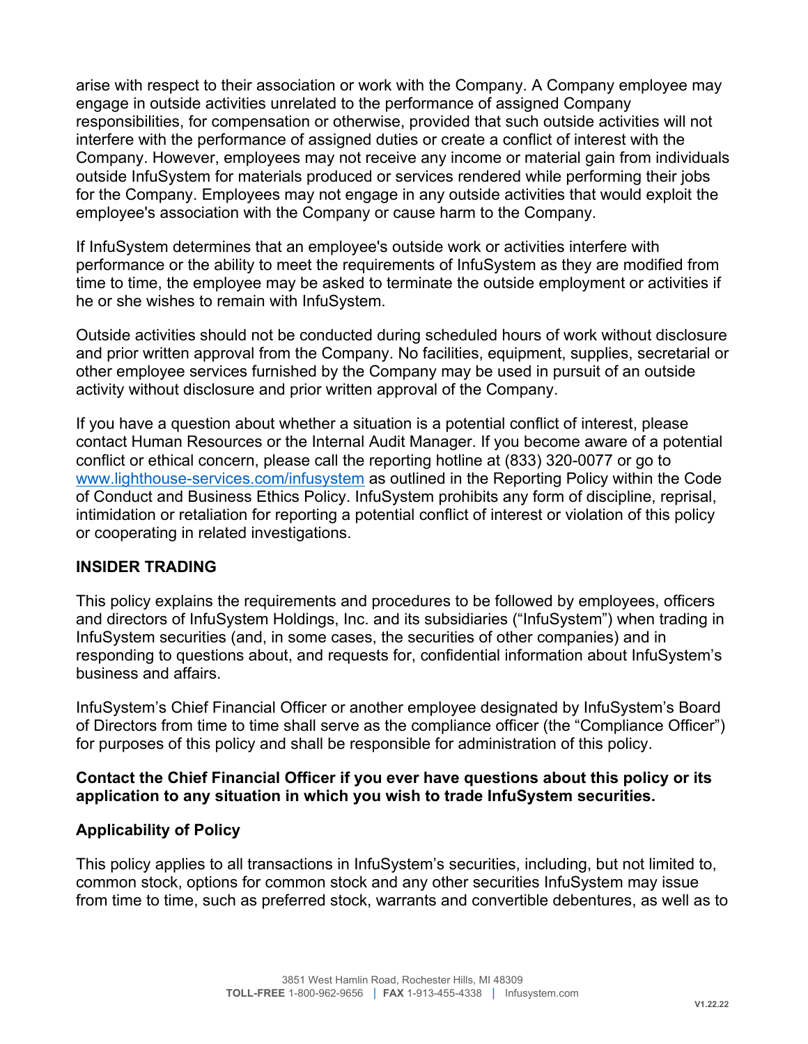arise with respect to their association or work with the Company. A Company employee may engage in outside activities unrelated to the performance of assigned Company responsibilities, for compensation or otherwise, provided that such outside activities will not interfere with the performance of assigned duties or create a conflict of interest with the Company. However, employees may not receive any income or material gain from individuals outside InfuSystem for materials produced or services rendered while performing their jobs for the Company. Employees may not engage in any outside activities that would exploit the employee's association with the Company or cause harm to the Company.

If InfuSystem determines that an employee's outside work or activities interfere with performance or the ability to meet the requirements of InfuSystem as they are modified from time to time, the employee may be asked to terminate the outside employment or activities if he or she wishes to remain with InfuSystem.

Outside activities should not be conducted during scheduled hours of work without disclosure and prior written approval from the Company. No facilities, equipment, supplies, secretarial or other employee services furnished by the Company may be used in pursuit of an outside activity without disclosure and prior written approval of the Company.

If you have a question about whether a situation is a potential conflict of interest, please contact Human Resources or the Internal Audit Manager. If you become aware of a potential conflict or ethical concern, please call the reporting hotline at (833) 320-0077 or go to [www.lighthouse-services.com/infusystem](http://www.lighthouse-services.com/infusystem) as outlined in the Reporting Policy within the Code of Conduct and Business Ethics Policy. InfuSystem prohibits any form of discipline, reprisal, intimidation or retaliation for reporting a potential conflict of interest or violation of this policy or cooperating in related investigations.

## INSIDER TRADING

This policy explains the requirements and procedures to be followed by employees, officers and directors of InfuSystem Holdings, Inc. and its subsidiaries ("InfuSystem") when trading in InfuSystem securities (and, in some cases, the securities of other companies) and in responding to questions about, and requests for, confidential information about InfuSystem's business and affairs.

InfuSystem's Chief Financial Officer or another employee designated by InfuSystem's Board of Directors from time to time shall serve as the compliance officer (the "Compliance Officer") for purposes of this policy and shall be responsible for administration of this policy.

**Contact the Chief Financial Officer if you ever have questions about this policy or its application to any situation in which you wish to trade InfuSystem securities.**

### Applicability of Policy

This policy applies to all transactions in InfuSystem's securities, including, but not limited to, common stock, options for common stock and any other securities InfuSystem may issue from time to time, such as preferred stock, warrants and convertible debentures, as well as to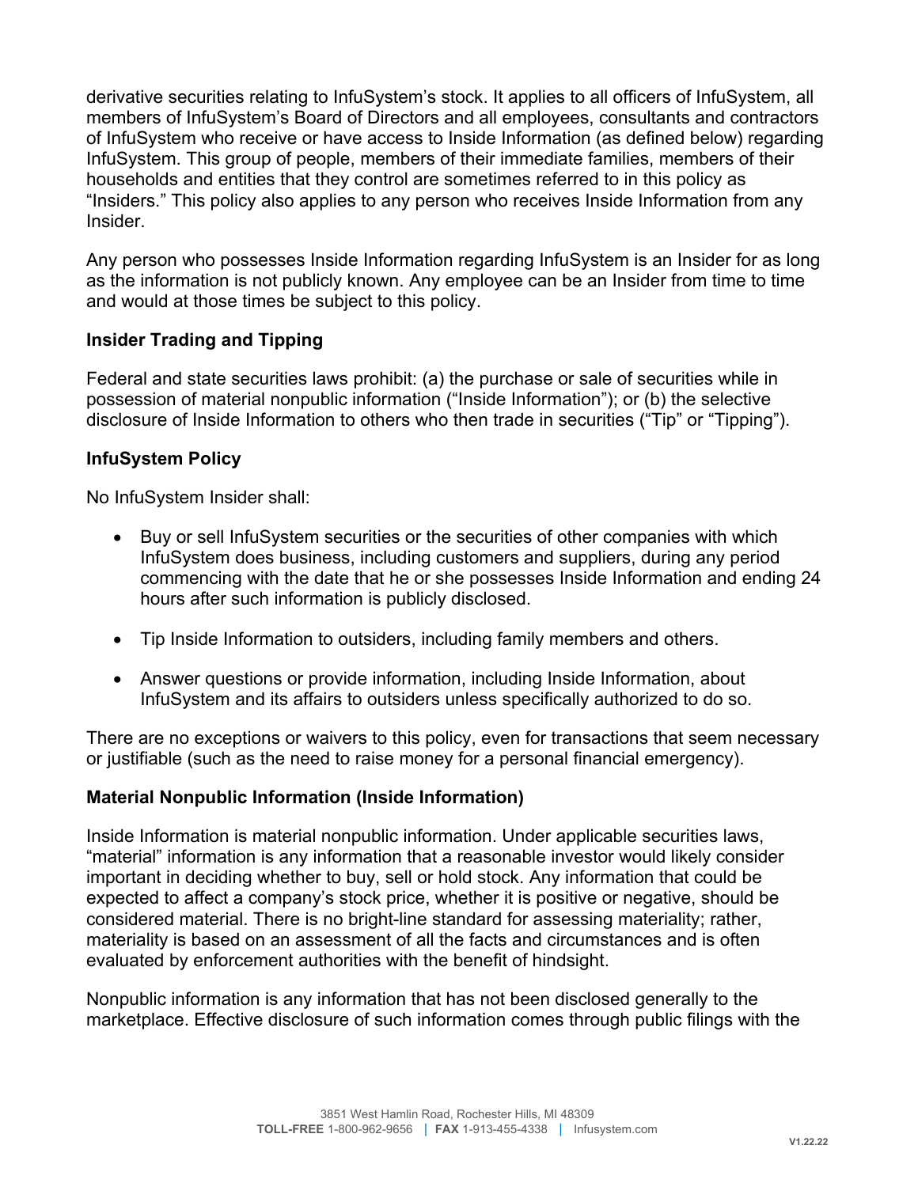derivative securities relating to InfuSystem's stock. It applies to all officers of InfuSystem, all members of InfuSystem's Board of Directors and all employees, consultants and contractors of InfuSystem who receive or have access to Inside Information (as defined below) regarding InfuSystem. This group of people, members of their immediate families, members of their households and entities that they control are sometimes referred to in this policy as "Insiders." This policy also applies to any person who receives Inside Information from any Insider.

Any person who possesses Inside Information regarding InfuSystem is an Insider for as long as the information is not publicly known. Any employee can be an Insider from time to time and would at those times be subject to this policy.

**Insider Trading and Tipping**

Federal and state securities laws prohibit: (a) the purchase or sale of securities while in possession of material nonpublic information ("Inside Information"); or (b) the selective disclosure of Inside Information to others who then trade in securities ("Tip" or "Tipping").

**InfuSystem Policy**

No InfuSystem Insider shall:

- Buy or sell InfuSystem securities or the securities of other companies with which InfuSystem does business, including customers and suppliers, during any period commencing with the date that he or she possesses Inside Information and ending 24 hours after such information is publicly disclosed.

- Tip Inside Information to outsiders, including family members and others.

- Answer questions or provide information, including Inside Information, about InfuSystem and its affairs to outsiders unless specifically authorized to do so.

There are no exceptions or waivers to this policy, even for transactions that seem necessary or justifiable (such as the need to raise money for a personal financial emergency).

**Material Nonpublic Information (Inside Information)**

Inside Information is material nonpublic information. Under applicable securities laws, "material" information is any information that a reasonable investor would likely consider important in deciding whether to buy, sell or hold stock. Any information that could be expected to affect a company's stock price, whether it is positive or negative, should be considered material. There is no bright-line standard for assessing materiality; rather, materiality is based on an assessment of all the facts and circumstances and is often evaluated by enforcement authorities with the benefit of hindsight.

Nonpublic information is any information that has not been disclosed generally to the marketplace. Effective disclosure of such information comes through public filings with the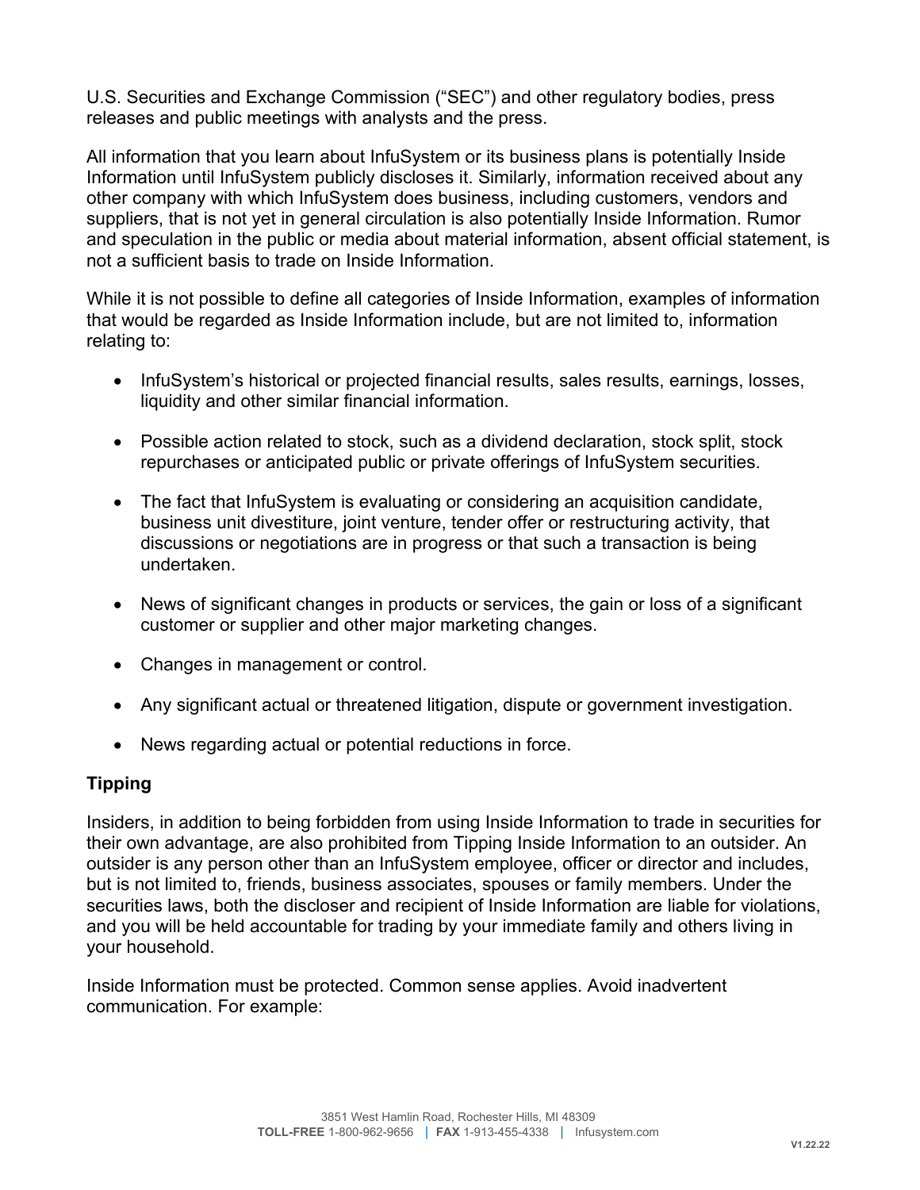U.S. Securities and Exchange Commission ("SEC") and other regulatory bodies, press releases and public meetings with analysts and the press.

All information that you learn about InfuSystem or its business plans is potentially Inside Information until InfuSystem publicly discloses it. Similarly, information received about any other company with which InfuSystem does business, including customers, vendors and suppliers, that is not yet in general circulation is also potentially Inside Information. Rumor and speculation in the public or media about material information, absent official statement, is not a sufficient basis to trade on Inside Information.

While it is not possible to define all categories of Inside Information, examples of information that would be regarded as Inside Information include, but are not limited to, information relating to:

- InfuSystem's historical or projected financial results, sales results, earnings, losses, liquidity and other similar financial information.
- Possible action related to stock, such as a dividend declaration, stock split, stock repurchases or anticipated public or private offerings of InfuSystem securities.
- The fact that InfuSystem is evaluating or considering an acquisition candidate, business unit divestiture, joint venture, tender offer or restructuring activity, that discussions or negotiations are in progress or that such a transaction is being undertaken.
- News of significant changes in products or services, the gain or loss of a significant customer or supplier and other major marketing changes.
- Changes in management or control.
- Any significant actual or threatened litigation, dispute or government investigation.
- News regarding actual or potential reductions in force.

### Tipping

Insiders, in addition to being forbidden from using Inside Information to trade in securities for their own advantage, are also prohibited from Tipping Inside Information to an outsider. An outsider is any person other than an InfuSystem employee, officer or director and includes, but is not limited to, friends, business associates, spouses or family members. Under the securities laws, both the discloser and recipient of Inside Information are liable for violations, and you will be held accountable for trading by your immediate family and others living in your household.

Inside Information must be protected. Common sense applies. Avoid inadvertent communication. For example: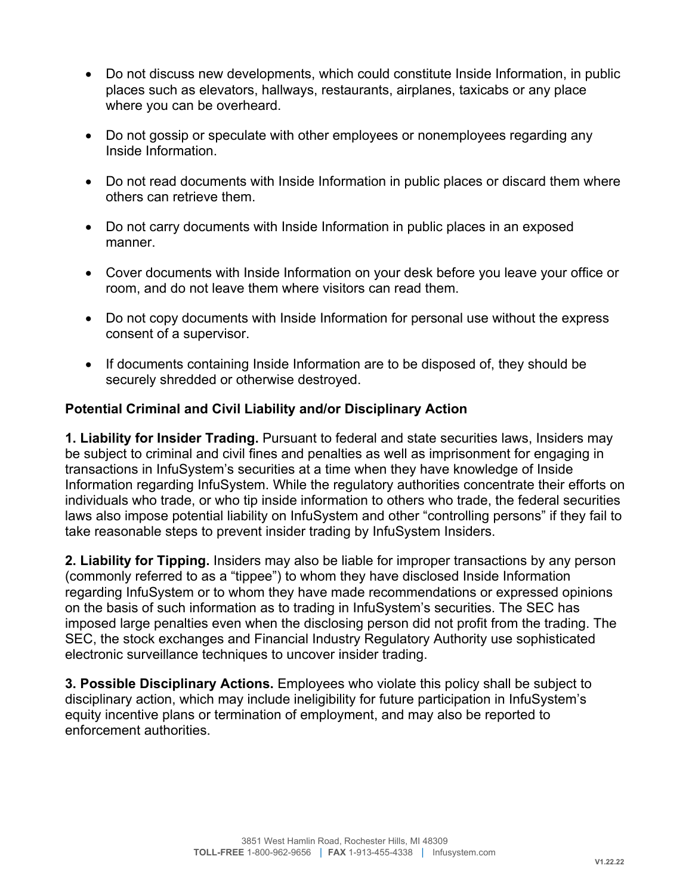- Do not discuss new developments, which could constitute Inside Information, in public places such as elevators, hallways, restaurants, airplanes, taxicabs or any place where you can be overheard.

- Do not gossip or speculate with other employees or nonemployees regarding any Inside Information.

- Do not read documents with Inside Information in public places or discard them where others can retrieve them.

- Do not carry documents with Inside Information in public places in an exposed manner.

- Cover documents with Inside Information on your desk before you leave your office or room, and do not leave them where visitors can read them.

- Do not copy documents with Inside Information for personal use without the express consent of a supervisor.

- If documents containing Inside Information are to be disposed of, they should be securely shredded or otherwise destroyed.

**Potential Criminal and Civil Liability and/or Disciplinary Action**

**1. Liability for Insider Trading.** Pursuant to federal and state securities laws, Insiders may be subject to criminal and civil fines and penalties as well as imprisonment for engaging in transactions in InfuSystem's securities at a time when they have knowledge of Inside Information regarding InfuSystem. While the regulatory authorities concentrate their efforts on individuals who trade, or who tip inside information to others who trade, the federal securities laws also impose potential liability on InfuSystem and other "controlling persons" if they fail to take reasonable steps to prevent insider trading by InfuSystem Insiders.

**2. Liability for Tipping.** Insiders may also be liable for improper transactions by any person (commonly referred to as a "tippee") to whom they have disclosed Inside Information regarding InfuSystem or to whom they have made recommendations or expressed opinions on the basis of such information as to trading in InfuSystem's securities. The SEC has imposed large penalties even when the disclosing person did not profit from the trading. The SEC, the stock exchanges and Financial Industry Regulatory Authority use sophisticated electronic surveillance techniques to uncover insider trading.

**3. Possible Disciplinary Actions.** Employees who violate this policy shall be subject to disciplinary action, which may include ineligibility for future participation in InfuSystem's equity incentive plans or termination of employment, and may also be reported to enforcement authorities.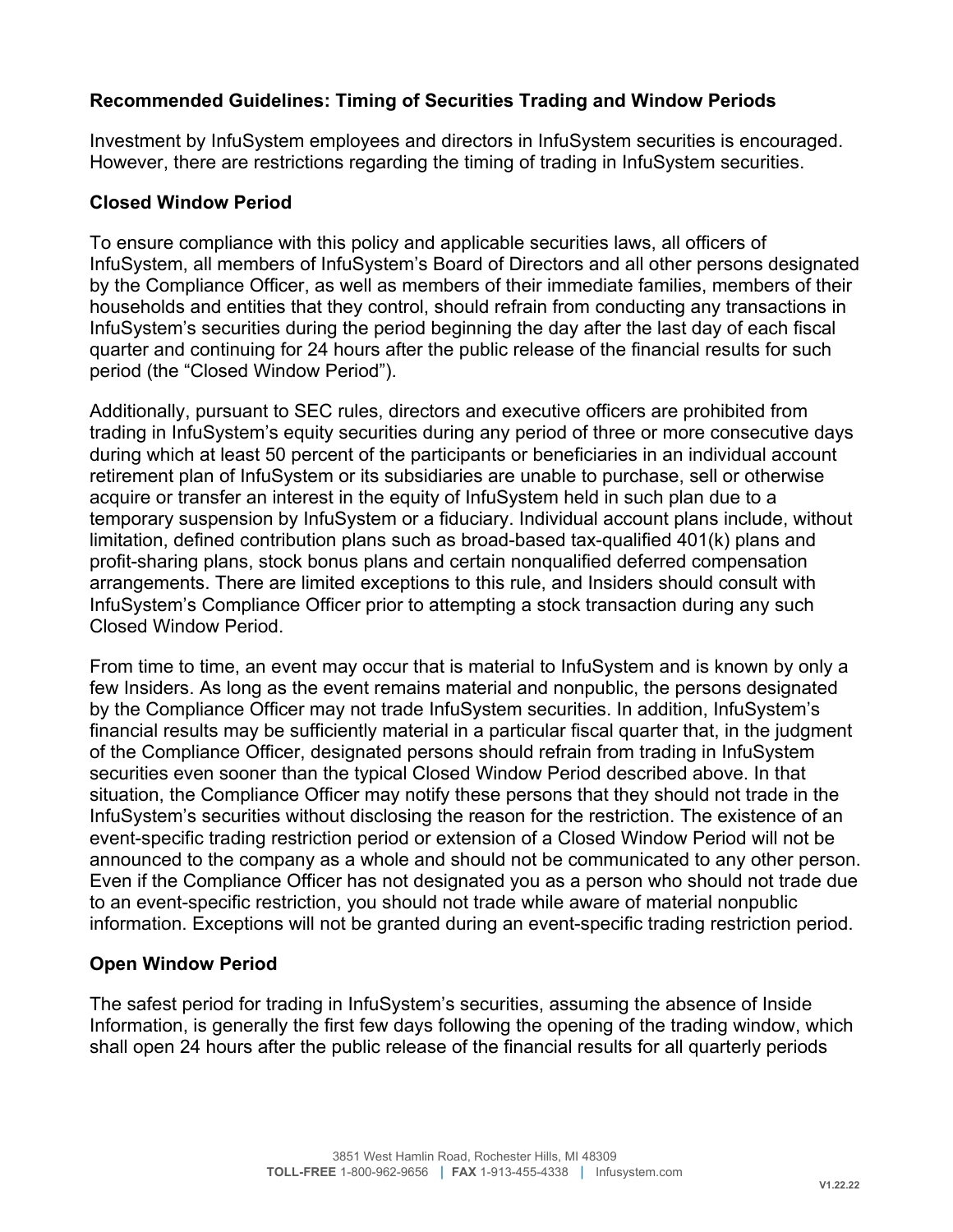**Recommended Guidelines: Timing of Securities Trading and Window Periods**

Investment by InfuSystem employees and directors in InfuSystem securities is encouraged. However, there are restrictions regarding the timing of trading in InfuSystem securities.

**Closed Window Period**

To ensure compliance with this policy and applicable securities laws, all officers of InfuSystem, all members of InfuSystem's Board of Directors and all other persons designated by the Compliance Officer, as well as members of their immediate families, members of their households and entities that they control, should refrain from conducting any transactions in InfuSystem's securities during the period beginning the day after the last day of each fiscal quarter and continuing for 24 hours after the public release of the financial results for such period (the "Closed Window Period").

Additionally, pursuant to SEC rules, directors and executive officers are prohibited from trading in InfuSystem's equity securities during any period of three or more consecutive days during which at least 50 percent of the participants or beneficiaries in an individual account retirement plan of InfuSystem or its subsidiaries are unable to purchase, sell or otherwise acquire or transfer an interest in the equity of InfuSystem held in such plan due to a temporary suspension by InfuSystem or a fiduciary. Individual account plans include, without limitation, defined contribution plans such as broad-based tax-qualified 401(k) plans and profit-sharing plans, stock bonus plans and certain nonqualified deferred compensation arrangements. There are limited exceptions to this rule, and Insiders should consult with InfuSystem's Compliance Officer prior to attempting a stock transaction during any such Closed Window Period.

From time to time, an event may occur that is material to InfuSystem and is known by only a few Insiders. As long as the event remains material and nonpublic, the persons designated by the Compliance Officer may not trade InfuSystem securities. In addition, InfuSystem's financial results may be sufficiently material in a particular fiscal quarter that, in the judgment of the Compliance Officer, designated persons should refrain from trading in InfuSystem securities even sooner than the typical Closed Window Period described above. In that situation, the Compliance Officer may notify these persons that they should not trade in the InfuSystem's securities without disclosing the reason for the restriction. The existence of an event-specific trading restriction period or extension of a Closed Window Period will not be announced to the company as a whole and should not be communicated to any other person. Even if the Compliance Officer has not designated you as a person who should not trade due to an event-specific restriction, you should not trade while aware of material nonpublic information. Exceptions will not be granted during an event-specific trading restriction period.

**Open Window Period**

The safest period for trading in InfuSystem's securities, assuming the absence of Inside Information, is generally the first few days following the opening of the trading window, which shall open 24 hours after the public release of the financial results for all quarterly periods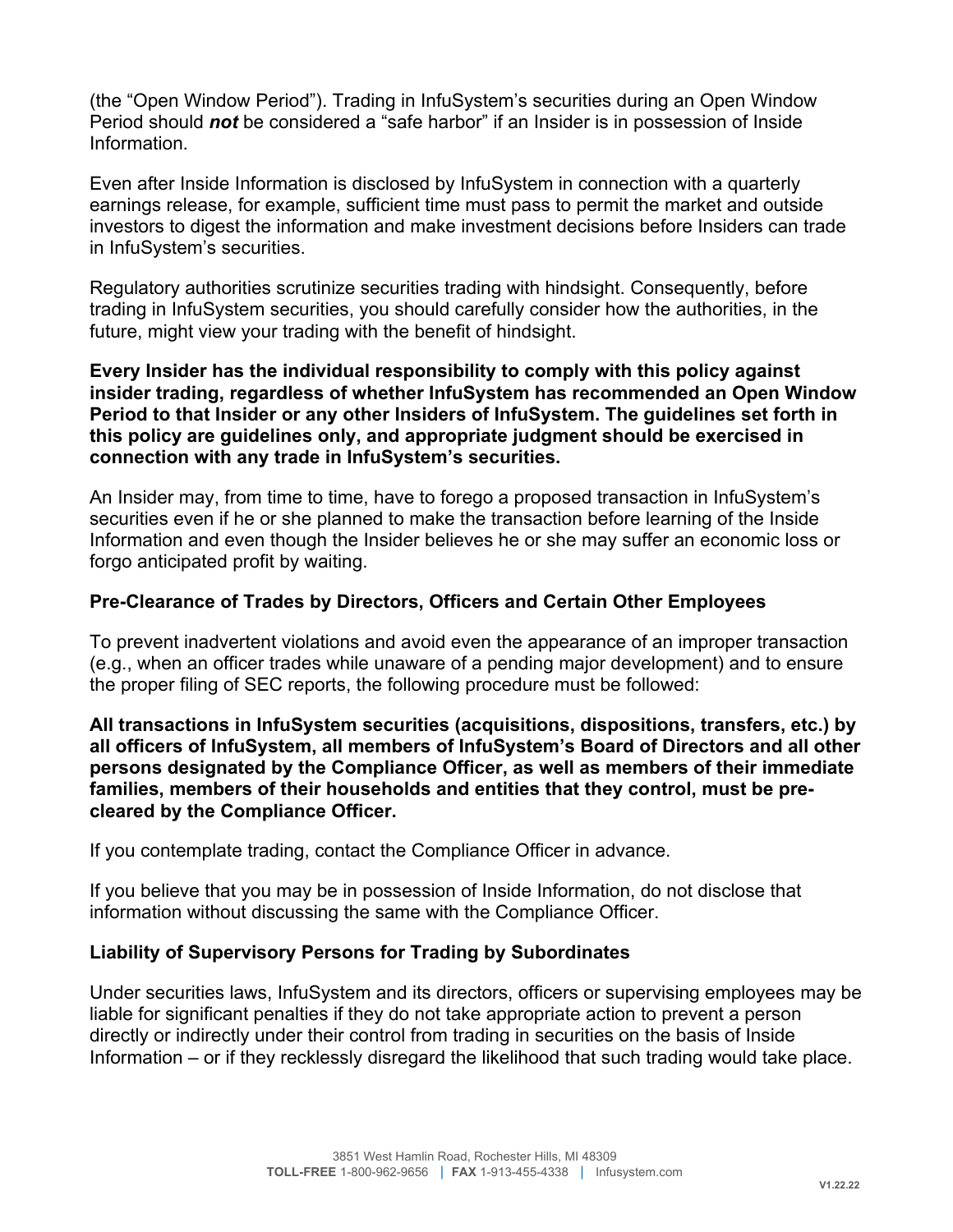(the "Open Window Period"). Trading in InfuSystem's securities during an Open Window Period should ***not*** be considered a "safe harbor" if an Insider is in possession of Inside Information.

Even after Inside Information is disclosed by InfuSystem in connection with a quarterly earnings release, for example, sufficient time must pass to permit the market and outside investors to digest the information and make investment decisions before Insiders can trade in InfuSystem's securities.

Regulatory authorities scrutinize securities trading with hindsight. Consequently, before trading in InfuSystem securities, you should carefully consider how the authorities, in the future, might view your trading with the benefit of hindsight.

**Every Insider has the individual responsibility to comply with this policy against insider trading, regardless of whether InfuSystem has recommended an Open Window Period to that Insider or any other Insiders of InfuSystem. The guidelines set forth in this policy are guidelines only, and appropriate judgment should be exercised in connection with any trade in InfuSystem's securities.**

An Insider may, from time to time, have to forego a proposed transaction in InfuSystem's securities even if he or she planned to make the transaction before learning of the Inside Information and even though the Insider believes he or she may suffer an economic loss or forgo anticipated profit by waiting.

### Pre-Clearance of Trades by Directors, Officers and Certain Other Employees

To prevent inadvertent violations and avoid even the appearance of an improper transaction (e.g., when an officer trades while unaware of a pending major development) and to ensure the proper filing of SEC reports, the following procedure must be followed:

**All transactions in InfuSystem securities (acquisitions, dispositions, transfers, etc.) by all officers of InfuSystem, all members of InfuSystem's Board of Directors and all other persons designated by the Compliance Officer, as well as members of their immediate families, members of their households and entities that they control, must be pre-cleared by the Compliance Officer.**

If you contemplate trading, contact the Compliance Officer in advance.

If you believe that you may be in possession of Inside Information, do not disclose that information without discussing the same with the Compliance Officer.

### Liability of Supervisory Persons for Trading by Subordinates

Under securities laws, InfuSystem and its directors, officers or supervising employees may be liable for significant penalties if they do not take appropriate action to prevent a person directly or indirectly under their control from trading in securities on the basis of Inside Information – or if they recklessly disregard the likelihood that such trading would take place.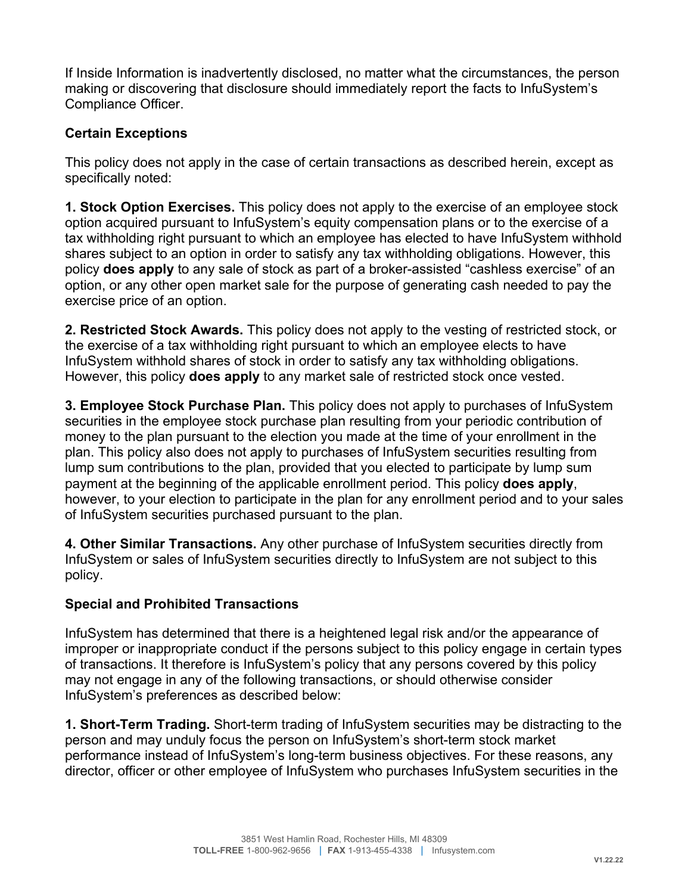If Inside Information is inadvertently disclosed, no matter what the circumstances, the person making or discovering that disclosure should immediately report the facts to InfuSystem's Compliance Officer.

**Certain Exceptions**

This policy does not apply in the case of certain transactions as described herein, except as specifically noted:

**1. Stock Option Exercises.** This policy does not apply to the exercise of an employee stock option acquired pursuant to InfuSystem's equity compensation plans or to the exercise of a tax withholding right pursuant to which an employee has elected to have InfuSystem withhold shares subject to an option in order to satisfy any tax withholding obligations. However, this policy **does apply** to any sale of stock as part of a broker-assisted "cashless exercise" of an option, or any other open market sale for the purpose of generating cash needed to pay the exercise price of an option.

**2. Restricted Stock Awards.** This policy does not apply to the vesting of restricted stock, or the exercise of a tax withholding right pursuant to which an employee elects to have InfuSystem withhold shares of stock in order to satisfy any tax withholding obligations. However, this policy **does apply** to any market sale of restricted stock once vested.

**3. Employee Stock Purchase Plan.** This policy does not apply to purchases of InfuSystem securities in the employee stock purchase plan resulting from your periodic contribution of money to the plan pursuant to the election you made at the time of your enrollment in the plan. This policy also does not apply to purchases of InfuSystem securities resulting from lump sum contributions to the plan, provided that you elected to participate by lump sum payment at the beginning of the applicable enrollment period. This policy **does apply**, however, to your election to participate in the plan for any enrollment period and to your sales of InfuSystem securities purchased pursuant to the plan.

**4. Other Similar Transactions.** Any other purchase of InfuSystem securities directly from InfuSystem or sales of InfuSystem securities directly to InfuSystem are not subject to this policy.

**Special and Prohibited Transactions**

InfuSystem has determined that there is a heightened legal risk and/or the appearance of improper or inappropriate conduct if the persons subject to this policy engage in certain types of transactions. It therefore is InfuSystem's policy that any persons covered by this policy may not engage in any of the following transactions, or should otherwise consider InfuSystem's preferences as described below:

**1. Short-Term Trading.** Short-term trading of InfuSystem securities may be distracting to the person and may unduly focus the person on InfuSystem's short-term stock market performance instead of InfuSystem's long-term business objectives. For these reasons, any director, officer or other employee of InfuSystem who purchases InfuSystem securities in the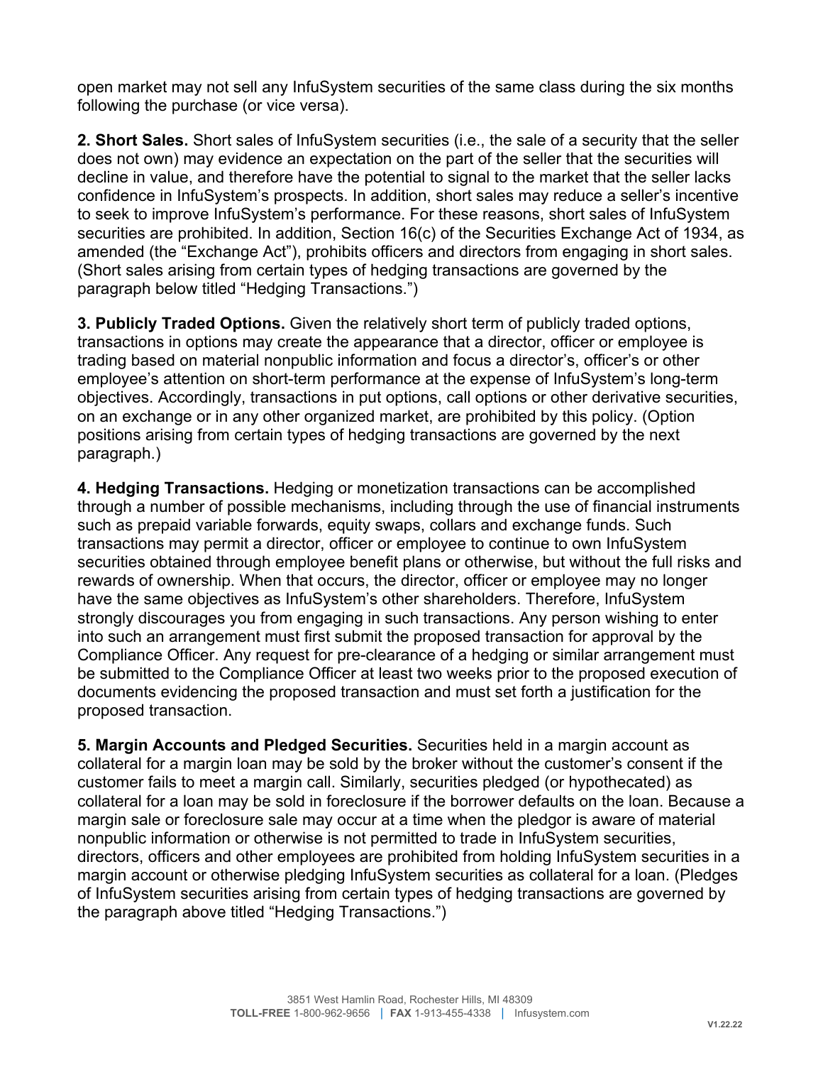open market may not sell any InfuSystem securities of the same class during the six months following the purchase (or vice versa).

**2. Short Sales.** Short sales of InfuSystem securities (i.e., the sale of a security that the seller does not own) may evidence an expectation on the part of the seller that the securities will decline in value, and therefore have the potential to signal to the market that the seller lacks confidence in InfuSystem's prospects. In addition, short sales may reduce a seller's incentive to seek to improve InfuSystem's performance. For these reasons, short sales of InfuSystem securities are prohibited. In addition, Section 16(c) of the Securities Exchange Act of 1934, as amended (the "Exchange Act"), prohibits officers and directors from engaging in short sales. (Short sales arising from certain types of hedging transactions are governed by the paragraph below titled "Hedging Transactions.")

**3. Publicly Traded Options.** Given the relatively short term of publicly traded options, transactions in options may create the appearance that a director, officer or employee is trading based on material nonpublic information and focus a director's, officer's or other employee's attention on short-term performance at the expense of InfuSystem's long-term objectives. Accordingly, transactions in put options, call options or other derivative securities, on an exchange or in any other organized market, are prohibited by this policy. (Option positions arising from certain types of hedging transactions are governed by the next paragraph.)

**4. Hedging Transactions.** Hedging or monetization transactions can be accomplished through a number of possible mechanisms, including through the use of financial instruments such as prepaid variable forwards, equity swaps, collars and exchange funds. Such transactions may permit a director, officer or employee to continue to own InfuSystem securities obtained through employee benefit plans or otherwise, but without the full risks and rewards of ownership. When that occurs, the director, officer or employee may no longer have the same objectives as InfuSystem's other shareholders. Therefore, InfuSystem strongly discourages you from engaging in such transactions. Any person wishing to enter into such an arrangement must first submit the proposed transaction for approval by the Compliance Officer. Any request for pre-clearance of a hedging or similar arrangement must be submitted to the Compliance Officer at least two weeks prior to the proposed execution of documents evidencing the proposed transaction and must set forth a justification for the proposed transaction.

**5. Margin Accounts and Pledged Securities.** Securities held in a margin account as collateral for a margin loan may be sold by the broker without the customer's consent if the customer fails to meet a margin call. Similarly, securities pledged (or hypothecated) as collateral for a loan may be sold in foreclosure if the borrower defaults on the loan. Because a margin sale or foreclosure sale may occur at a time when the pledgor is aware of material nonpublic information or otherwise is not permitted to trade in InfuSystem securities, directors, officers and other employees are prohibited from holding InfuSystem securities in a margin account or otherwise pledging InfuSystem securities as collateral for a loan. (Pledges of InfuSystem securities arising from certain types of hedging transactions are governed by the paragraph above titled "Hedging Transactions.")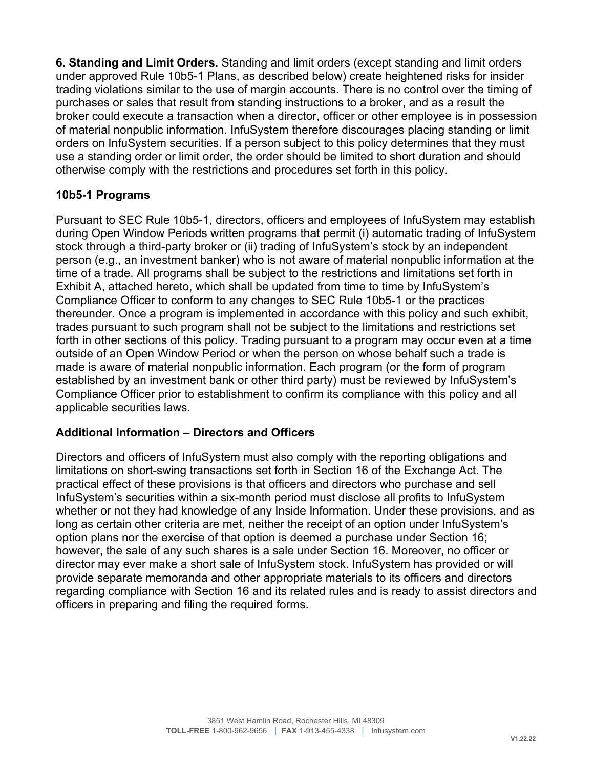**6. Standing and Limit Orders.** Standing and limit orders (except standing and limit orders under approved Rule 10b5-1 Plans, as described below) create heightened risks for insider trading violations similar to the use of margin accounts. There is no control over the timing of purchases or sales that result from standing instructions to a broker, and as a result the broker could execute a transaction when a director, officer or other employee is in possession of material nonpublic information. InfuSystem therefore discourages placing standing or limit orders on InfuSystem securities. If a person subject to this policy determines that they must use a standing order or limit order, the order should be limited to short duration and should otherwise comply with the restrictions and procedures set forth in this policy.

### 10b5-1 Programs

Pursuant to SEC Rule 10b5-1, directors, officers and employees of InfuSystem may establish during Open Window Periods written programs that permit (i) automatic trading of InfuSystem stock through a third-party broker or (ii) trading of InfuSystem's stock by an independent person (e.g., an investment banker) who is not aware of material nonpublic information at the time of a trade. All programs shall be subject to the restrictions and limitations set forth in Exhibit A, attached hereto, which shall be updated from time to time by InfuSystem's Compliance Officer to conform to any changes to SEC Rule 10b5-1 or the practices thereunder. Once a program is implemented in accordance with this policy and such exhibit, trades pursuant to such program shall not be subject to the limitations and restrictions set forth in other sections of this policy. Trading pursuant to a program may occur even at a time outside of an Open Window Period or when the person on whose behalf such a trade is made is aware of material nonpublic information. Each program (or the form of program established by an investment bank or other third party) must be reviewed by InfuSystem's Compliance Officer prior to establishment to confirm its compliance with this policy and all applicable securities laws.

### Additional Information – Directors and Officers

Directors and officers of InfuSystem must also comply with the reporting obligations and limitations on short-swing transactions set forth in Section 16 of the Exchange Act. The practical effect of these provisions is that officers and directors who purchase and sell InfuSystem's securities within a six-month period must disclose all profits to InfuSystem whether or not they had knowledge of any Inside Information. Under these provisions, and as long as certain other criteria are met, neither the receipt of an option under InfuSystem's option plans nor the exercise of that option is deemed a purchase under Section 16; however, the sale of any such shares is a sale under Section 16. Moreover, no officer or director may ever make a short sale of InfuSystem stock. InfuSystem has provided or will provide separate memoranda and other appropriate materials to its officers and directors regarding compliance with Section 16 and its related rules and is ready to assist directors and officers in preparing and filing the required forms.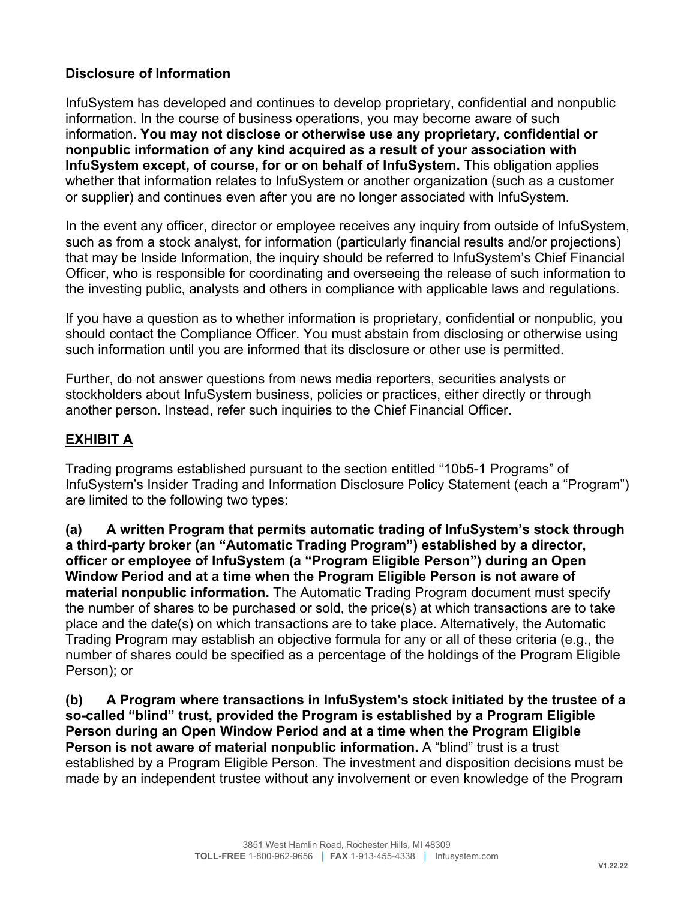### Disclosure of Information

InfuSystem has developed and continues to develop proprietary, confidential and nonpublic information. In the course of business operations, you may become aware of such information. **You may not disclose or otherwise use any proprietary, confidential or nonpublic information of any kind acquired as a result of your association with InfuSystem except, of course, for or on behalf of InfuSystem.** This obligation applies whether that information relates to InfuSystem or another organization (such as a customer or supplier) and continues even after you are no longer associated with InfuSystem.

In the event any officer, director or employee receives any inquiry from outside of InfuSystem, such as from a stock analyst, for information (particularly financial results and/or projections) that may be Inside Information, the inquiry should be referred to InfuSystem's Chief Financial Officer, who is responsible for coordinating and overseeing the release of such information to the investing public, analysts and others in compliance with applicable laws and regulations.

If you have a question as to whether information is proprietary, confidential or nonpublic, you should contact the Compliance Officer. You must abstain from disclosing or otherwise using such information until you are informed that its disclosure or other use is permitted.

Further, do not answer questions from news media reporters, securities analysts or stockholders about InfuSystem business, policies or practices, either directly or through another person. Instead, refer such inquiries to the Chief Financial Officer.

## EXHIBIT A

Trading programs established pursuant to the section entitled "10b5-1 Programs" of InfuSystem's Insider Trading and Information Disclosure Policy Statement (each a "Program") are limited to the following two types:

**(a) A written Program that permits automatic trading of InfuSystem's stock through a third-party broker (an "Automatic Trading Program") established by a director, officer or employee of InfuSystem (a "Program Eligible Person") during an Open Window Period and at a time when the Program Eligible Person is not aware of material nonpublic information.** The Automatic Trading Program document must specify the number of shares to be purchased or sold, the price(s) at which transactions are to take place and the date(s) on which transactions are to take place. Alternatively, the Automatic Trading Program may establish an objective formula for any or all of these criteria (e.g., the number of shares could be specified as a percentage of the holdings of the Program Eligible Person); or

**(b) A Program where transactions in InfuSystem's stock initiated by the trustee of a so-called "blind" trust, provided the Program is established by a Program Eligible Person during an Open Window Period and at a time when the Program Eligible Person is not aware of material nonpublic information.** A "blind" trust is a trust established by a Program Eligible Person. The investment and disposition decisions must be made by an independent trustee without any involvement or even knowledge of the Program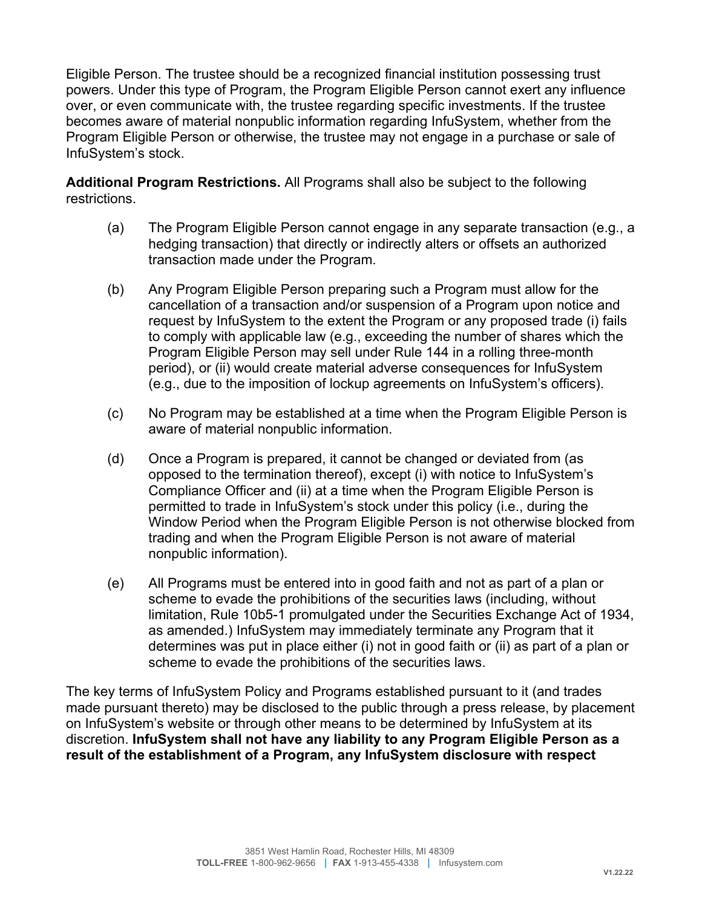Eligible Person. The trustee should be a recognized financial institution possessing trust powers. Under this type of Program, the Program Eligible Person cannot exert any influence over, or even communicate with, the trustee regarding specific investments. If the trustee becomes aware of material nonpublic information regarding InfuSystem, whether from the Program Eligible Person or otherwise, the trustee may not engage in a purchase or sale of InfuSystem's stock.

**Additional Program Restrictions.** All Programs shall also be subject to the following restrictions.

(a) The Program Eligible Person cannot engage in any separate transaction (e.g., a hedging transaction) that directly or indirectly alters or offsets an authorized transaction made under the Program.

(b) Any Program Eligible Person preparing such a Program must allow for the cancellation of a transaction and/or suspension of a Program upon notice and request by InfuSystem to the extent the Program or any proposed trade (i) fails to comply with applicable law (e.g., exceeding the number of shares which the Program Eligible Person may sell under Rule 144 in a rolling three-month period), or (ii) would create material adverse consequences for InfuSystem (e.g., due to the imposition of lockup agreements on InfuSystem's officers).

(c) No Program may be established at a time when the Program Eligible Person is aware of material nonpublic information.

(d) Once a Program is prepared, it cannot be changed or deviated from (as opposed to the termination thereof), except (i) with notice to InfuSystem's Compliance Officer and (ii) at a time when the Program Eligible Person is permitted to trade in InfuSystem's stock under this policy (i.e., during the Window Period when the Program Eligible Person is not otherwise blocked from trading and when the Program Eligible Person is not aware of material nonpublic information).

(e) All Programs must be entered into in good faith and not as part of a plan or scheme to evade the prohibitions of the securities laws (including, without limitation, Rule 10b5-1 promulgated under the Securities Exchange Act of 1934, as amended.) InfuSystem may immediately terminate any Program that it determines was put in place either (i) not in good faith or (ii) as part of a plan or scheme to evade the prohibitions of the securities laws.

The key terms of InfuSystem Policy and Programs established pursuant to it (and trades made pursuant thereto) may be disclosed to the public through a press release, by placement on InfuSystem's website or through other means to be determined by InfuSystem at its discretion. **InfuSystem shall not have any liability to any Program Eligible Person as a result of the establishment of a Program, any InfuSystem disclosure with respect**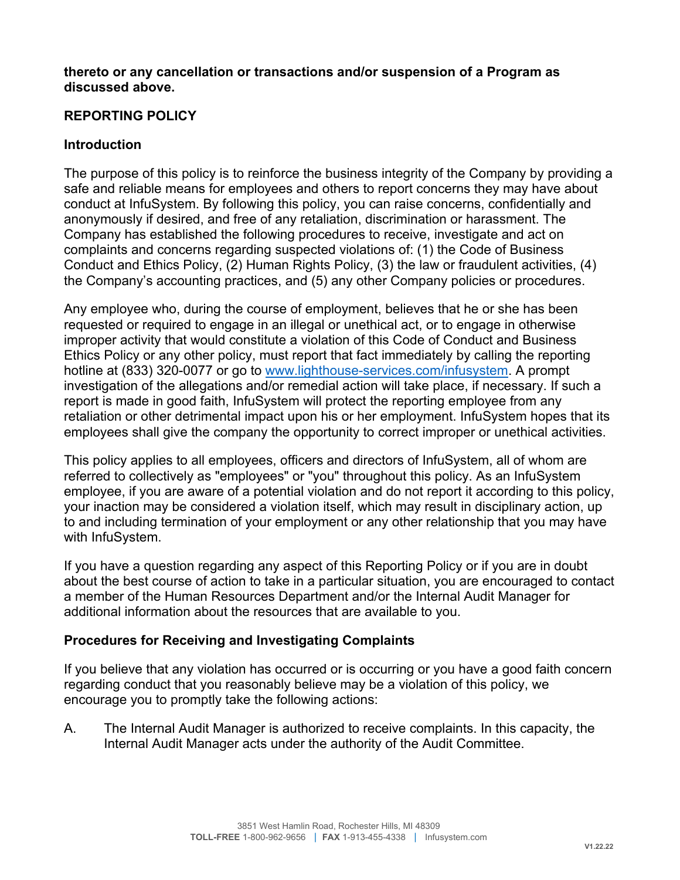**thereto or any cancellation or transactions and/or suspension of a Program as discussed above.**

## REPORTING POLICY

### Introduction

The purpose of this policy is to reinforce the business integrity of the Company by providing a safe and reliable means for employees and others to report concerns they may have about conduct at InfuSystem. By following this policy, you can raise concerns, confidentially and anonymously if desired, and free of any retaliation, discrimination or harassment. The Company has established the following procedures to receive, investigate and act on complaints and concerns regarding suspected violations of: (1) the Code of Business Conduct and Ethics Policy, (2) Human Rights Policy, (3) the law or fraudulent activities, (4) the Company's accounting practices, and (5) any other Company policies or procedures.

Any employee who, during the course of employment, believes that he or she has been requested or required to engage in an illegal or unethical act, or to engage in otherwise improper activity that would constitute a violation of this Code of Conduct and Business Ethics Policy or any other policy, must report that fact immediately by calling the reporting hotline at (833) 320-0077 or go to [www.lighthouse-services.com/infusystem](http://www.lighthouse-services.com/infusystem). A prompt investigation of the allegations and/or remedial action will take place, if necessary. If such a report is made in good faith, InfuSystem will protect the reporting employee from any retaliation or other detrimental impact upon his or her employment. InfuSystem hopes that its employees shall give the company the opportunity to correct improper or unethical activities.

This policy applies to all employees, officers and directors of InfuSystem, all of whom are referred to collectively as "employees" or "you" throughout this policy. As an InfuSystem employee, if you are aware of a potential violation and do not report it according to this policy, your inaction may be considered a violation itself, which may result in disciplinary action, up to and including termination of your employment or any other relationship that you may have with InfuSystem.

If you have a question regarding any aspect of this Reporting Policy or if you are in doubt about the best course of action to take in a particular situation, you are encouraged to contact a member of the Human Resources Department and/or the Internal Audit Manager for additional information about the resources that are available to you.

### Procedures for Receiving and Investigating Complaints

If you believe that any violation has occurred or is occurring or you have a good faith concern regarding conduct that you reasonably believe may be a violation of this policy, we encourage you to promptly take the following actions:

A. The Internal Audit Manager is authorized to receive complaints. In this capacity, the Internal Audit Manager acts under the authority of the Audit Committee.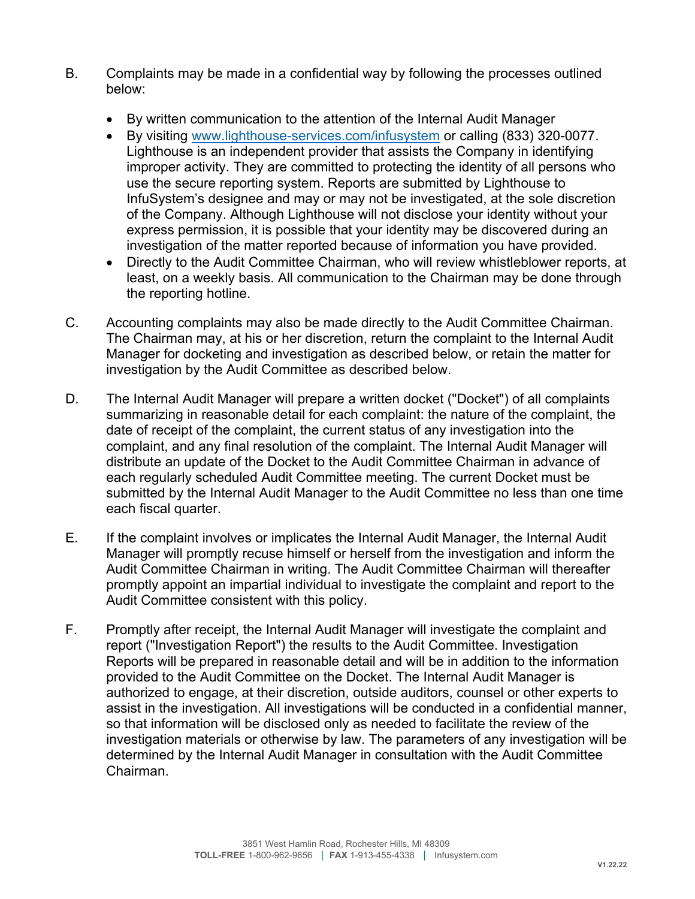B. Complaints may be made in a confidential way by following the processes outlined below:

- By written communication to the attention of the Internal Audit Manager
- By visiting www.lighthouse-services.com/infusystem or calling (833) 320-0077. Lighthouse is an independent provider that assists the Company in identifying improper activity. They are committed to protecting the identity of all persons who use the secure reporting system. Reports are submitted by Lighthouse to InfuSystem's designee and may or may not be investigated, at the sole discretion of the Company. Although Lighthouse will not disclose your identity without your express permission, it is possible that your identity may be discovered during an investigation of the matter reported because of information you have provided.
- Directly to the Audit Committee Chairman, who will review whistleblower reports, at least, on a weekly basis. All communication to the Chairman may be done through the reporting hotline.

C. Accounting complaints may also be made directly to the Audit Committee Chairman. The Chairman may, at his or her discretion, return the complaint to the Internal Audit Manager for docketing and investigation as described below, or retain the matter for investigation by the Audit Committee as described below.

D. The Internal Audit Manager will prepare a written docket ("Docket") of all complaints summarizing in reasonable detail for each complaint: the nature of the complaint, the date of receipt of the complaint, the current status of any investigation into the complaint, and any final resolution of the complaint. The Internal Audit Manager will distribute an update of the Docket to the Audit Committee Chairman in advance of each regularly scheduled Audit Committee meeting. The current Docket must be submitted by the Internal Audit Manager to the Audit Committee no less than one time each fiscal quarter.

E. If the complaint involves or implicates the Internal Audit Manager, the Internal Audit Manager will promptly recuse himself or herself from the investigation and inform the Audit Committee Chairman in writing. The Audit Committee Chairman will thereafter promptly appoint an impartial individual to investigate the complaint and report to the Audit Committee consistent with this policy.

F. Promptly after receipt, the Internal Audit Manager will investigate the complaint and report ("Investigation Report") the results to the Audit Committee. Investigation Reports will be prepared in reasonable detail and will be in addition to the information provided to the Audit Committee on the Docket. The Internal Audit Manager is authorized to engage, at their discretion, outside auditors, counsel or other experts to assist in the investigation. All investigations will be conducted in a confidential manner, so that information will be disclosed only as needed to facilitate the review of the investigation materials or otherwise by law. The parameters of any investigation will be determined by the Internal Audit Manager in consultation with the Audit Committee Chairman.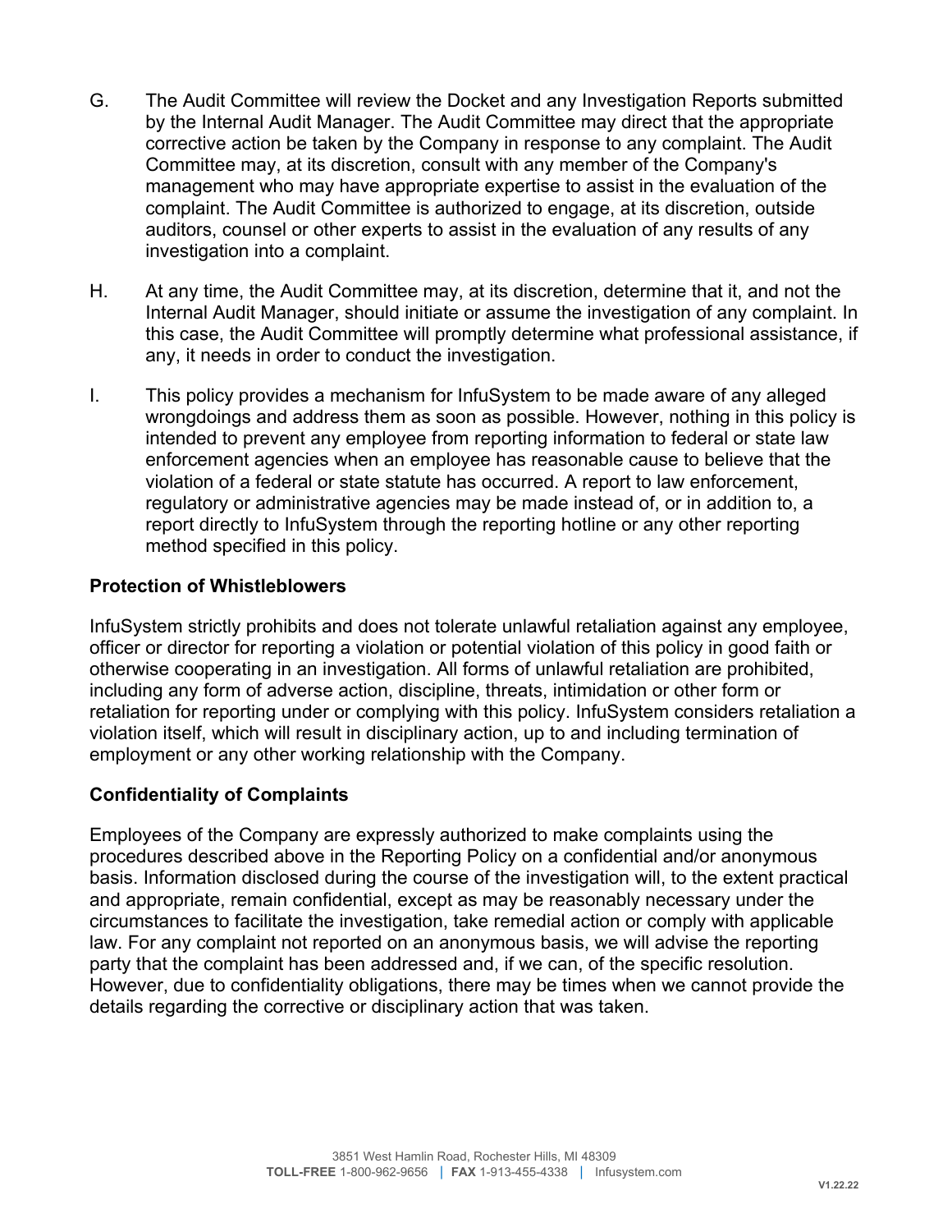G. The Audit Committee will review the Docket and any Investigation Reports submitted by the Internal Audit Manager. The Audit Committee may direct that the appropriate corrective action be taken by the Company in response to any complaint. The Audit Committee may, at its discretion, consult with any member of the Company's management who may have appropriate expertise to assist in the evaluation of the complaint. The Audit Committee is authorized to engage, at its discretion, outside auditors, counsel or other experts to assist in the evaluation of any results of any investigation into a complaint.

H. At any time, the Audit Committee may, at its discretion, determine that it, and not the Internal Audit Manager, should initiate or assume the investigation of any complaint. In this case, the Audit Committee will promptly determine what professional assistance, if any, it needs in order to conduct the investigation.

I. This policy provides a mechanism for InfuSystem to be made aware of any alleged wrongdoings and address them as soon as possible. However, nothing in this policy is intended to prevent any employee from reporting information to federal or state law enforcement agencies when an employee has reasonable cause to believe that the violation of a federal or state statute has occurred. A report to law enforcement, regulatory or administrative agencies may be made instead of, or in addition to, a report directly to InfuSystem through the reporting hotline or any other reporting method specified in this policy.

**Protection of Whistleblowers**

InfuSystem strictly prohibits and does not tolerate unlawful retaliation against any employee, officer or director for reporting a violation or potential violation of this policy in good faith or otherwise cooperating in an investigation. All forms of unlawful retaliation are prohibited, including any form of adverse action, discipline, threats, intimidation or other form or retaliation for reporting under or complying with this policy. InfuSystem considers retaliation a violation itself, which will result in disciplinary action, up to and including termination of employment or any other working relationship with the Company.

**Confidentiality of Complaints**

Employees of the Company are expressly authorized to make complaints using the procedures described above in the Reporting Policy on a confidential and/or anonymous basis. Information disclosed during the course of the investigation will, to the extent practical and appropriate, remain confidential, except as may be reasonably necessary under the circumstances to facilitate the investigation, take remedial action or comply with applicable law. For any complaint not reported on an anonymous basis, we will advise the reporting party that the complaint has been addressed and, if we can, of the specific resolution. However, due to confidentiality obligations, there may be times when we cannot provide the details regarding the corrective or disciplinary action that was taken.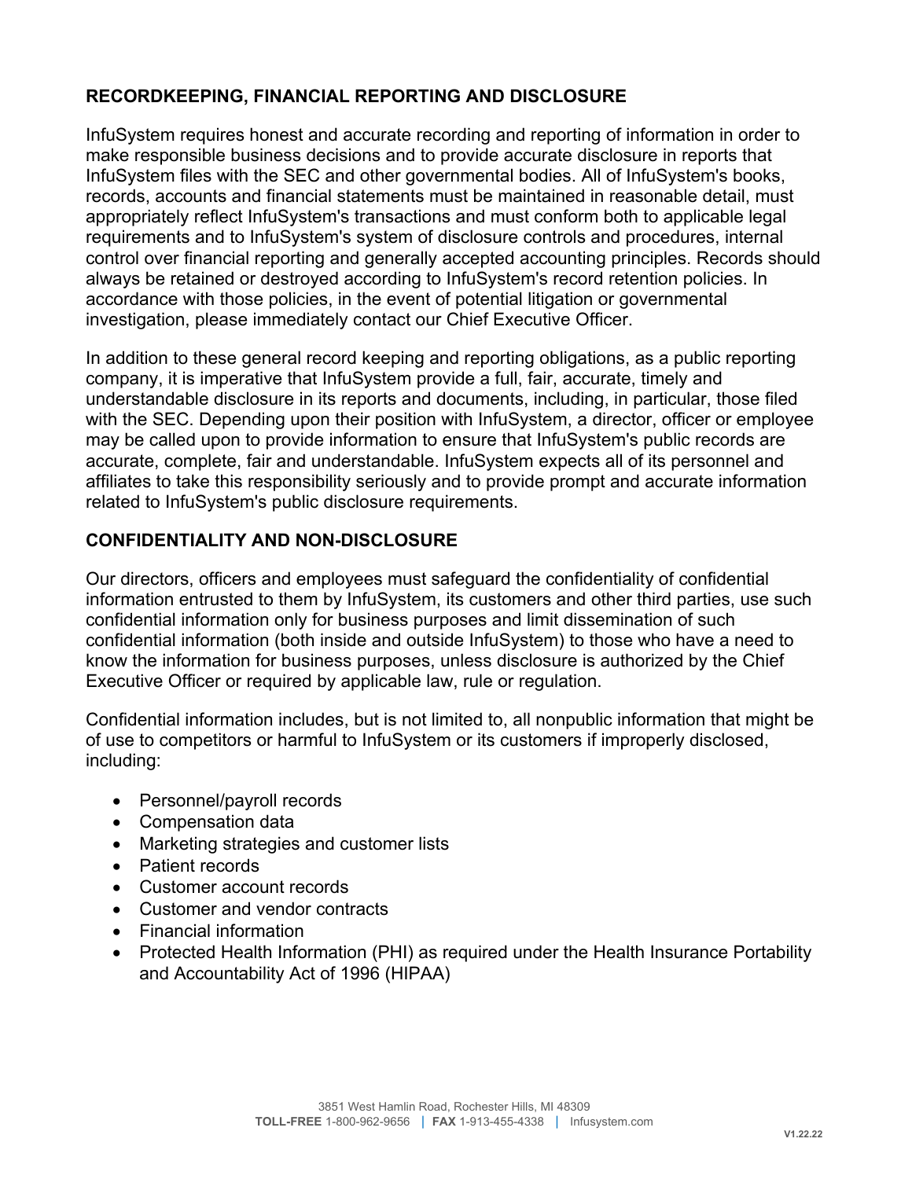## RECORDKEEPING, FINANCIAL REPORTING AND DISCLOSURE

InfuSystem requires honest and accurate recording and reporting of information in order to make responsible business decisions and to provide accurate disclosure in reports that InfuSystem files with the SEC and other governmental bodies. All of InfuSystem's books, records, accounts and financial statements must be maintained in reasonable detail, must appropriately reflect InfuSystem's transactions and must conform both to applicable legal requirements and to InfuSystem's system of disclosure controls and procedures, internal control over financial reporting and generally accepted accounting principles. Records should always be retained or destroyed according to InfuSystem's record retention policies. In accordance with those policies, in the event of potential litigation or governmental investigation, please immediately contact our Chief Executive Officer.

In addition to these general record keeping and reporting obligations, as a public reporting company, it is imperative that InfuSystem provide a full, fair, accurate, timely and understandable disclosure in its reports and documents, including, in particular, those filed with the SEC. Depending upon their position with InfuSystem, a director, officer or employee may be called upon to provide information to ensure that InfuSystem's public records are accurate, complete, fair and understandable. InfuSystem expects all of its personnel and affiliates to take this responsibility seriously and to provide prompt and accurate information related to InfuSystem's public disclosure requirements.

## CONFIDENTIALITY AND NON-DISCLOSURE

Our directors, officers and employees must safeguard the confidentiality of confidential information entrusted to them by InfuSystem, its customers and other third parties, use such confidential information only for business purposes and limit dissemination of such confidential information (both inside and outside InfuSystem) to those who have a need to know the information for business purposes, unless disclosure is authorized by the Chief Executive Officer or required by applicable law, rule or regulation.

Confidential information includes, but is not limited to, all nonpublic information that might be of use to competitors or harmful to InfuSystem or its customers if improperly disclosed, including:

- Personnel/payroll records
- Compensation data
- Marketing strategies and customer lists
- Patient records
- Customer account records
- Customer and vendor contracts
- Financial information
- Protected Health Information (PHI) as required under the Health Insurance Portability and Accountability Act of 1996 (HIPAA)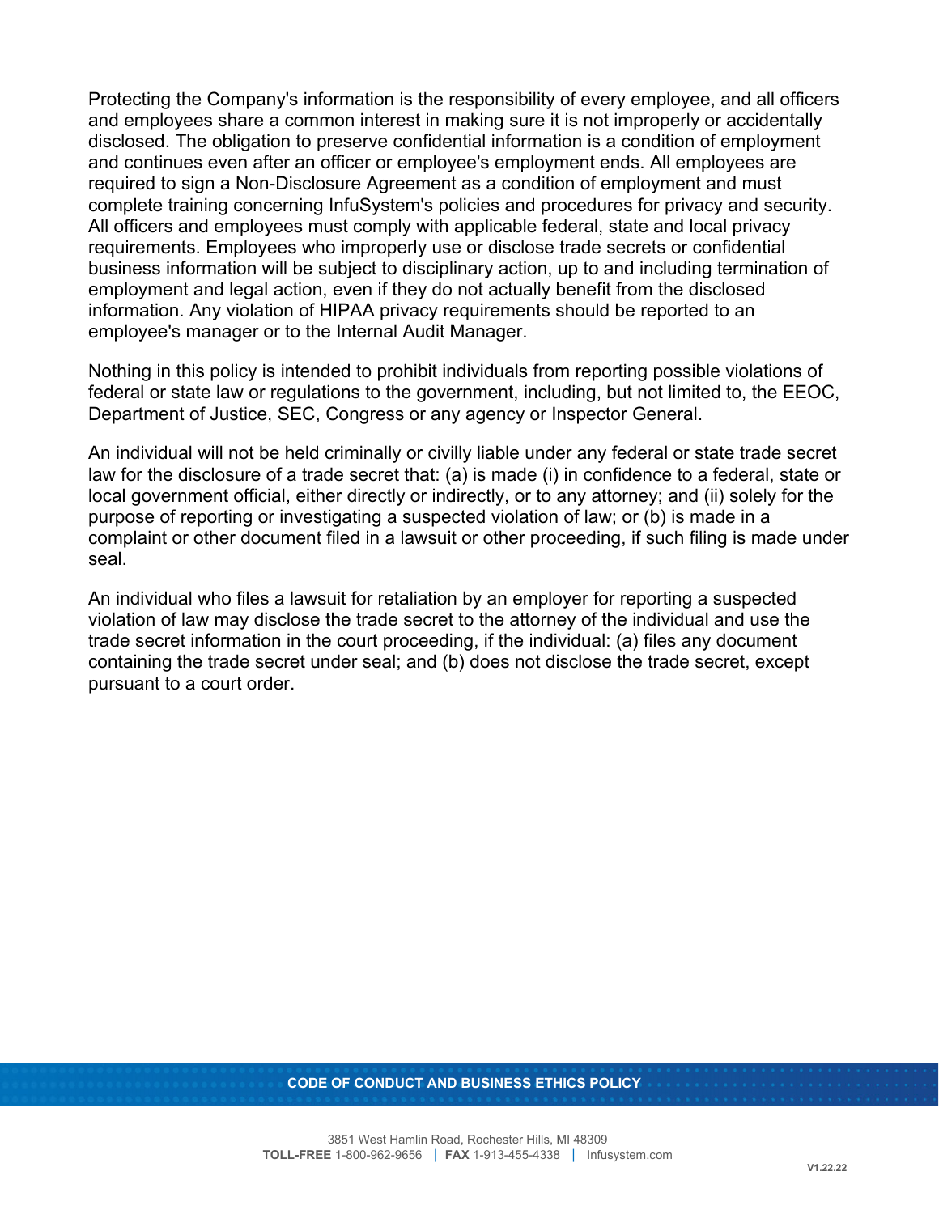Protecting the Company's information is the responsibility of every employee, and all officers and employees share a common interest in making sure it is not improperly or accidentally disclosed. The obligation to preserve confidential information is a condition of employment and continues even after an officer or employee's employment ends. All employees are required to sign a Non-Disclosure Agreement as a condition of employment and must complete training concerning InfuSystem's policies and procedures for privacy and security. All officers and employees must comply with applicable federal, state and local privacy requirements. Employees who improperly use or disclose trade secrets or confidential business information will be subject to disciplinary action, up to and including termination of employment and legal action, even if they do not actually benefit from the disclosed information. Any violation of HIPAA privacy requirements should be reported to an employee's manager or to the Internal Audit Manager.

Nothing in this policy is intended to prohibit individuals from reporting possible violations of federal or state law or regulations to the government, including, but not limited to, the EEOC, Department of Justice, SEC, Congress or any agency or Inspector General.

An individual will not be held criminally or civilly liable under any federal or state trade secret law for the disclosure of a trade secret that: (a) is made (i) in confidence to a federal, state or local government official, either directly or indirectly, or to any attorney; and (ii) solely for the purpose of reporting or investigating a suspected violation of law; or (b) is made in a complaint or other document filed in a lawsuit or other proceeding, if such filing is made under seal.

An individual who files a lawsuit for retaliation by an employer for reporting a suspected violation of law may disclose the trade secret to the attorney of the individual and use the trade secret information in the court proceeding, if the individual: (a) files any document containing the trade secret under seal; and (b) does not disclose the trade secret, except pursuant to a court order.